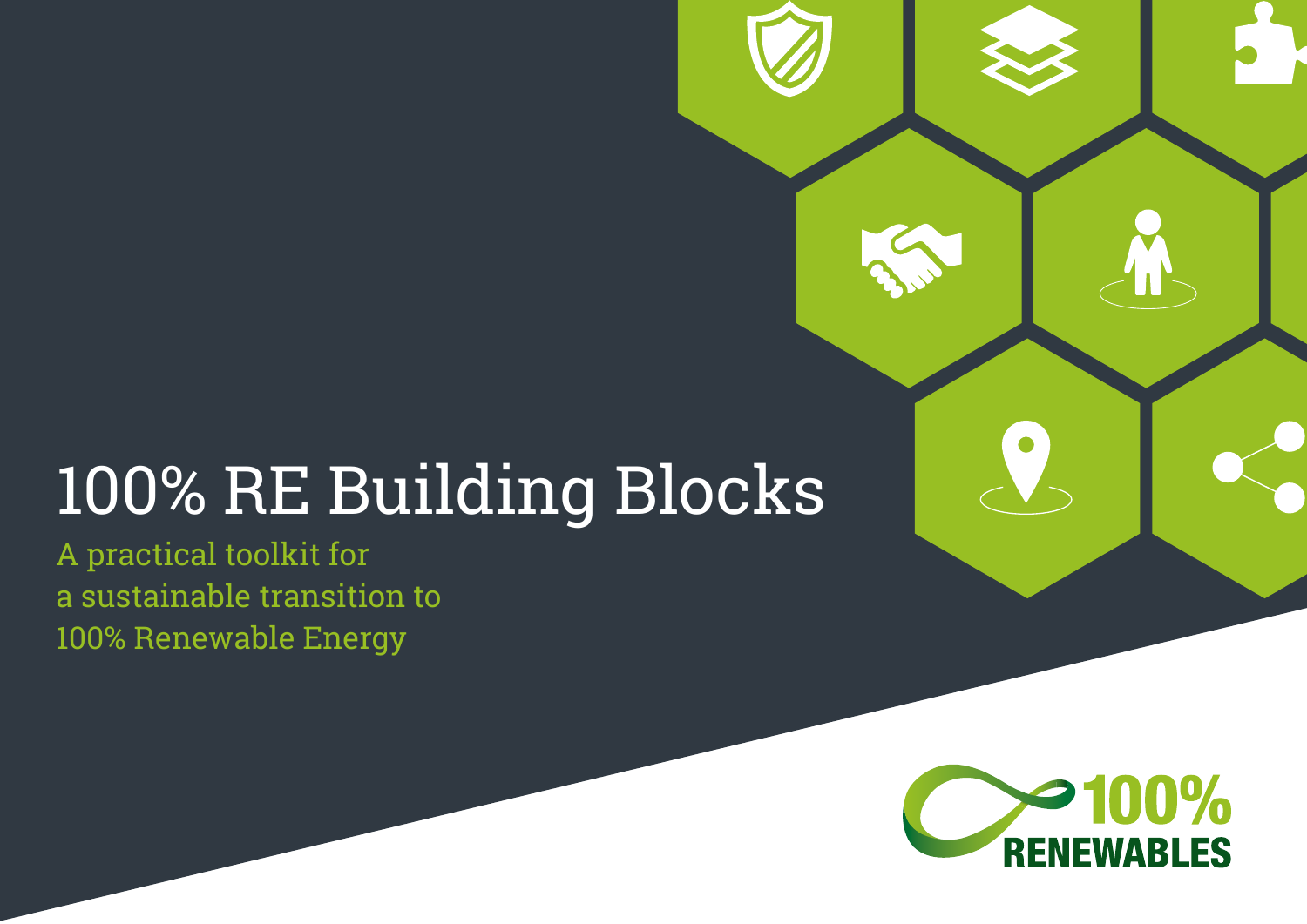# 100% RE Building Blocks

A practical toolkit for
a sustainable transition to
100% Renewable Energy

100% RENEWABLES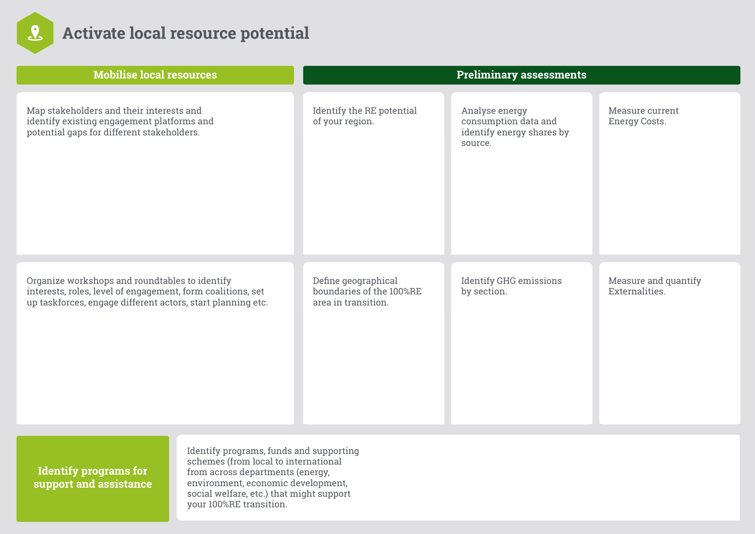# Activate local resource potential

## Mobilise local resources

Map stakeholders and their interests and identify existing engagement platforms and potential gaps for different stakeholders.

Organize workshops and roundtables to identify interests, roles, level of engagement, form coalitions, set up taskforces, engage different actors, start planning etc.

## Preliminary assessments

Identify the RE potential of your region.

Analyse energy consumption data and identify energy shares by source.

Measure current Energy Costs.

Define geographical boundaries of the 100%RE area in transition.

Identify GHG emissions by section.

Measure and quantify Externalities.

## Identify programs for support and assistance

Identify programs, funds and supporting schemes (from local to international from across departments (energy, environment, economic development, social welfare, etc.) that might support your 100%RE transition.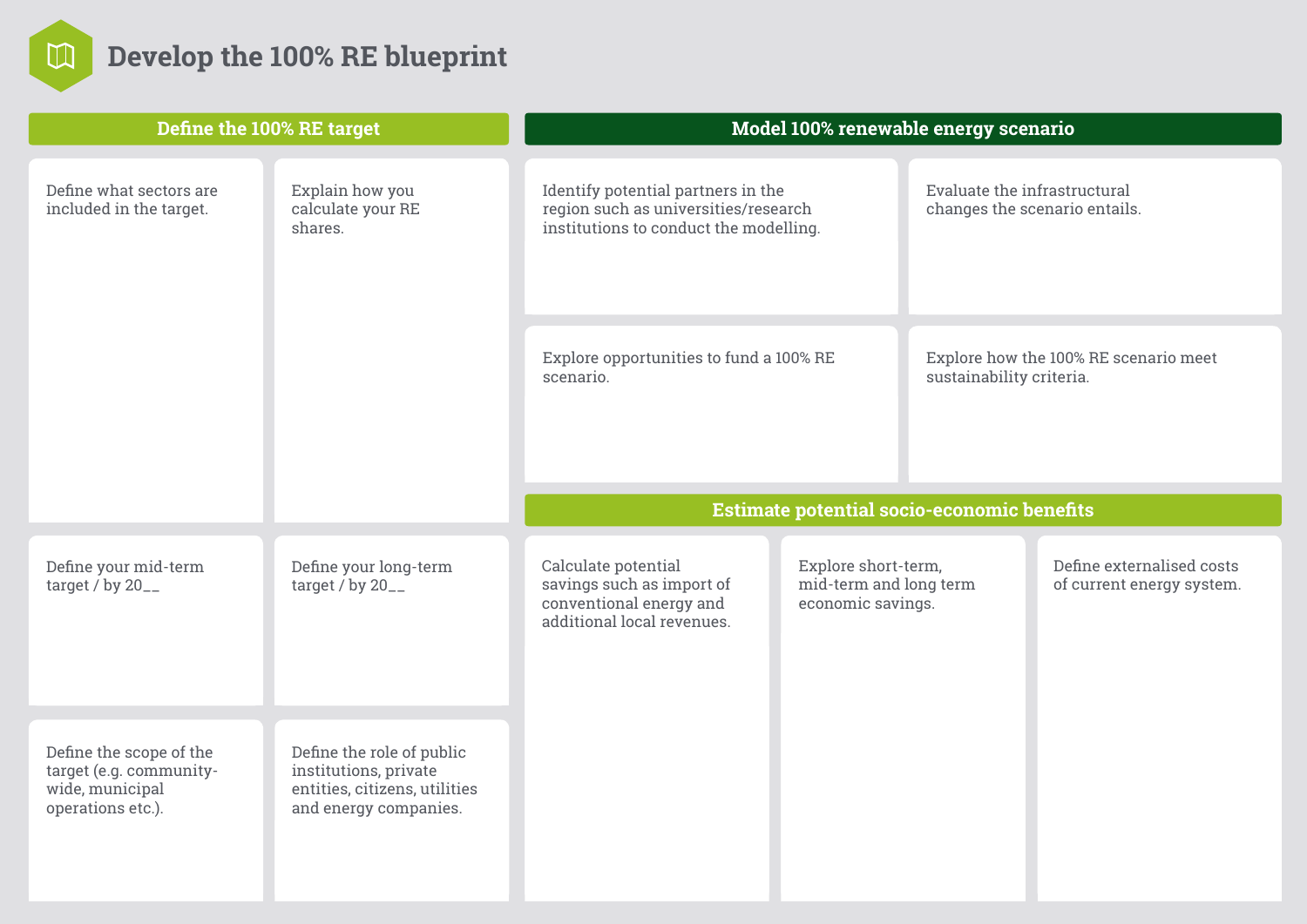# Develop the 100% RE blueprint

## Define the 100% RE target

Define what sectors are included in the target.

Explain how you calculate your RE shares.

Define your mid-term target / by 20__

Define your long-term target / by 20__

Define the scope of the target (e.g. community-wide, municipal operations etc.).

Define the role of public institutions, private entities, citizens, utilities and energy companies.

## Model 100% renewable energy scenario

Identify potential partners in the region such as universities/research institutions to conduct the modelling.

Evaluate the infrastructural changes the scenario entails.

Explore opportunities to fund a 100% RE scenario.

Explore how the 100% RE scenario meet sustainability criteria.

## Estimate potential socio-economic benefits

Calculate potential savings such as import of conventional energy and additional local revenues.

Explore short-term, mid-term and long term economic savings.

Define externalised costs of current energy system.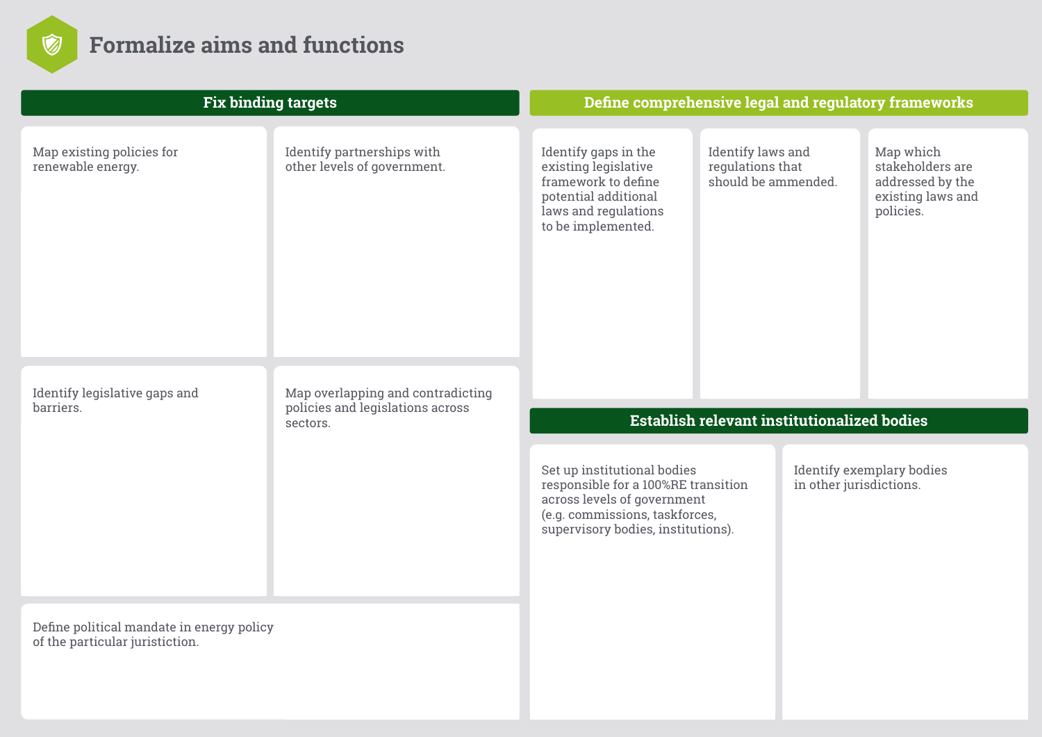# Formalize aims and functions

## Fix binding targets

Map existing policies for renewable energy.

Identify partnerships with other levels of government.

Identify legislative gaps and barriers.

Map overlapping and contradicting policies and legislations across sectors.

Define political mandate in energy policy of the particular juristiction.

## Define comprehensive legal and regulatory frameworks

Identify gaps in the existing legislative framework to define potential additional laws and regulations to be implemented.

Identify laws and regulations that should be ammended.

Map which stakeholders are addressed by the existing laws and policies.

## Establish relevant institutionalized bodies

Set up institutional bodies responsible for a 100%RE transition across levels of government (e.g. commissions, taskforces, supervisory bodies, institutions).

Identify exemplary bodies in other jurisdictions.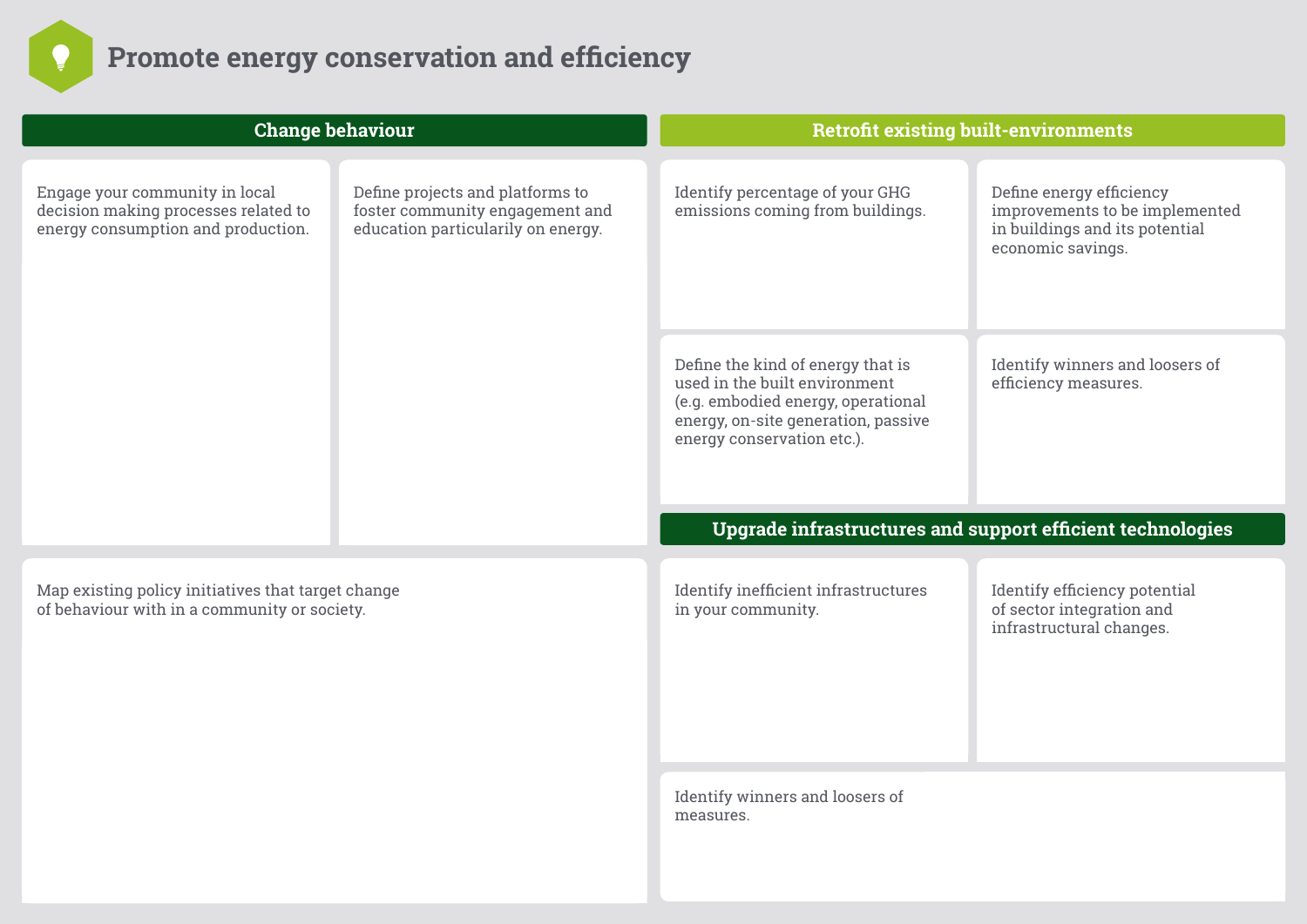# Promote energy conservation and efficiency

## Change behaviour

Engage your community in local decision making processes related to energy consumption and production.

Define projects and platforms to foster community engagement and education particularily on energy.

Map existing policy initiatives that target change of behaviour with in a community or society.

## Retrofit existing built-environments

Identify percentage of your GHG emissions coming from buildings.

Define energy efficiency improvements to be implemented in buildings and its potential economic savings.

Define the kind of energy that is used in the built environment (e.g. embodied energy, operational energy, on-site generation, passive energy conservation etc.).

Identify winners and loosers of efficiency measures.

## Upgrade infrastructures and support efficient technologies

Identify inefficient infrastructures in your community.

Identify efficiency potential of sector integration and infrastructural changes.

Identify winners and loosers of measures.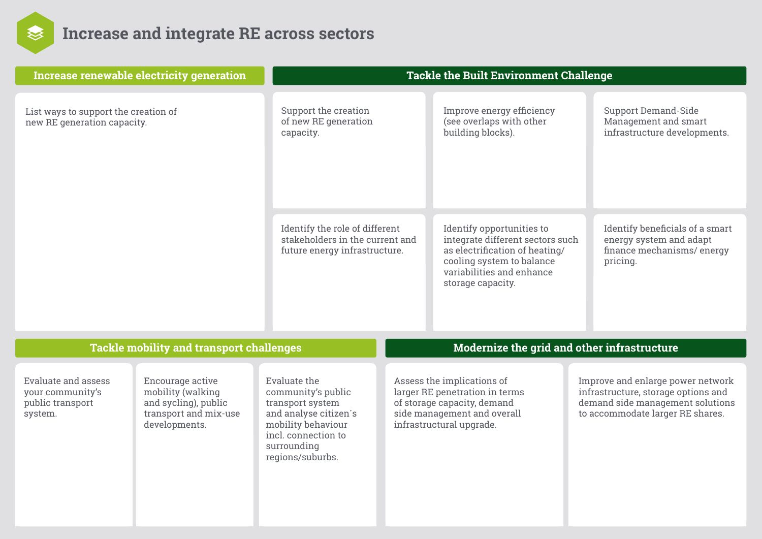# Increase and integrate RE across sectors

## Increase renewable electricity generation

List ways to support the creation of new RE generation capacity.

## Tackle the Built Environment Challenge

Support the creation of new RE generation capacity.

Improve energy efficiency (see overlaps with other building blocks).

Support Demand-Side Management and smart infrastructure developments.

Identify the role of different stakeholders in the current and future energy infrastructure.

Identify opportunities to integrate different sectors such as electrification of heating/ cooling system to balance variabilities and enhance storage capacity.

Identify beneficials of a smart energy system and adapt finance mechanisms/ energy pricing.

## Tackle mobility and transport challenges

Evaluate and assess your community's public transport system.

Encourage active mobility (walking and sycling), public transport and mix-use developments.

Evaluate the community's public transport system and analyse citizen´s mobility behaviour incl. connection to surrounding regions/suburbs.

## Modernize the grid and other infrastructure

Assess the implications of larger RE penetration in terms of storage capacity, demand side management and overall infrastructural upgrade.

Improve and enlarge power network infrastructure, storage options and demand side management solutions to accommodate larger RE shares.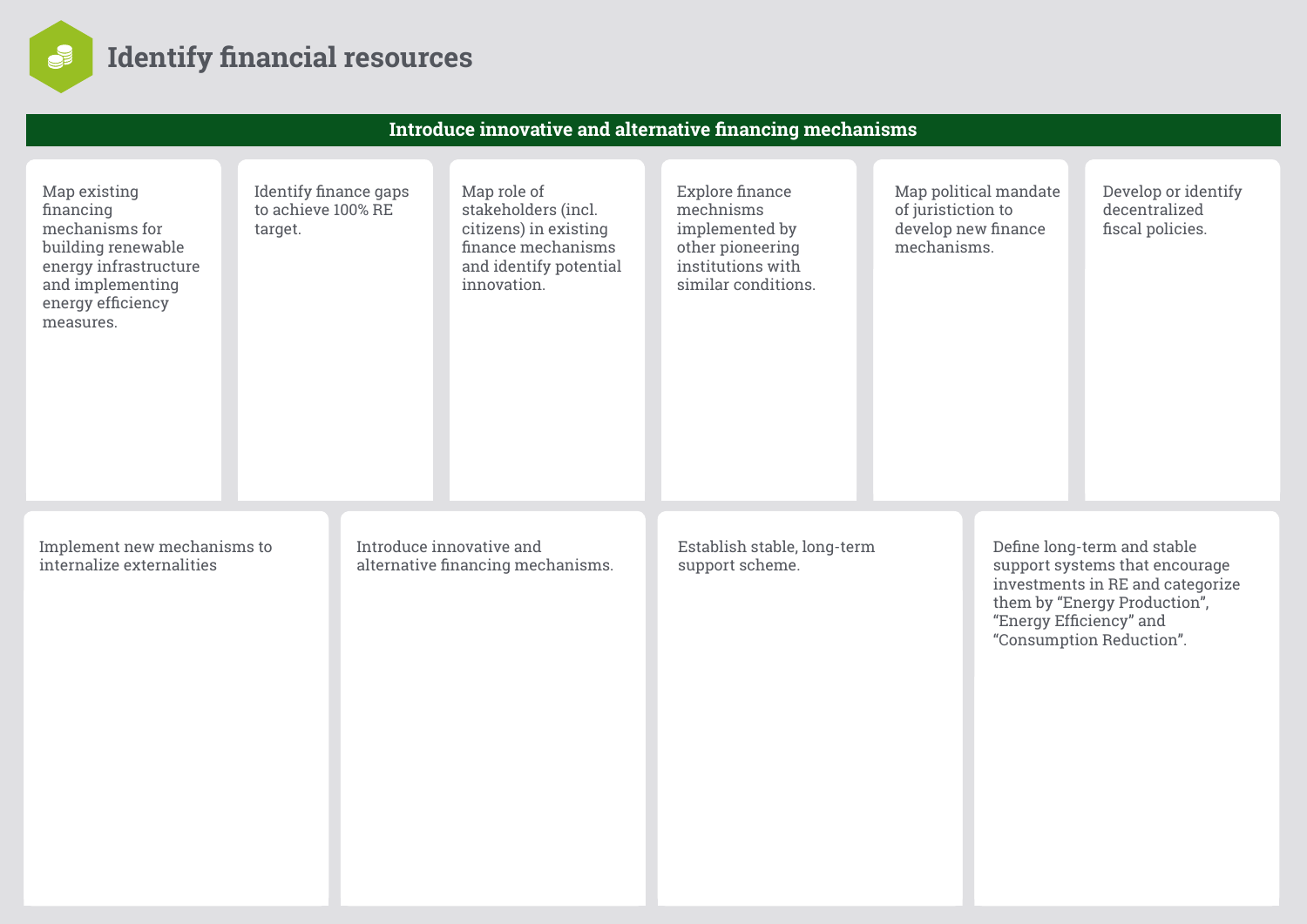# Identify financial resources

## Introduce innovative and alternative financing mechanisms

- Map existing financing mechanisms for building renewable energy infrastructure and implementing energy efficiency measures.
- Identify finance gaps to achieve 100% RE target.
- Map role of stakeholders (incl. citizens) in existing finance mechanisms and identify potential innovation.
- Explore finance mechnisms implemented by other pioneering institutions with similar conditions.
- Map political mandate of juristiction to develop new finance mechanisms.
- Develop or identify decentralized fiscal policies.
- Implement new mechanisms to internalize externalities
- Introduce innovative and alternative financing mechanisms.
- Establish stable, long-term support scheme.
- Define long-term and stable support systems that encourage investments in RE and categorize them by “Energy Production”, “Energy Efficiency” and “Consumption Reduction”.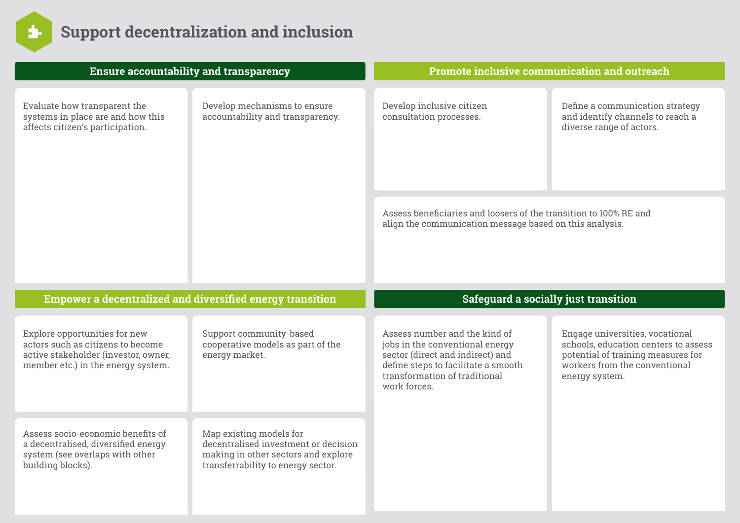# Support decentralization and inclusion

## Ensure accountability and transparency

- Evaluate how transparent the systems in place are and how this affects citizen's participation.
- Develop mechanisms to ensure accountability and transparency.

## Promote inclusive communication and outreach

- Develop inclusive citizen consultation processes.
- Define a communication strategy and identify channels to reach a diverse range of actors.
- Assess beneficiaries and loosers of the transition to 100% RE and align the communication message based on this analysis.

## Empower a decentralized and diversified energy transition

- Explore opportunities for new actors such as citizens to become active stakeholder (investor, owner, member etc.) in the energy system.
- Support community-based cooperative models as part of the energy market.
- Assess socio-economic benefits of a decentralised, diversified energy system (see overlaps with other building blocks).
- Map existing models for decentralised investment or decision making in other sectors and explore transferrability to energy sector.

## Safeguard a socially just transition

- Assess number and the kind of jobs in the conventional energy sector (direct and indirect) and define steps to facilitate a smooth transformation of traditional work forces.
- Engage universities, vocational schools, education centers to assess potential of training measures for workers from the conventional energy system.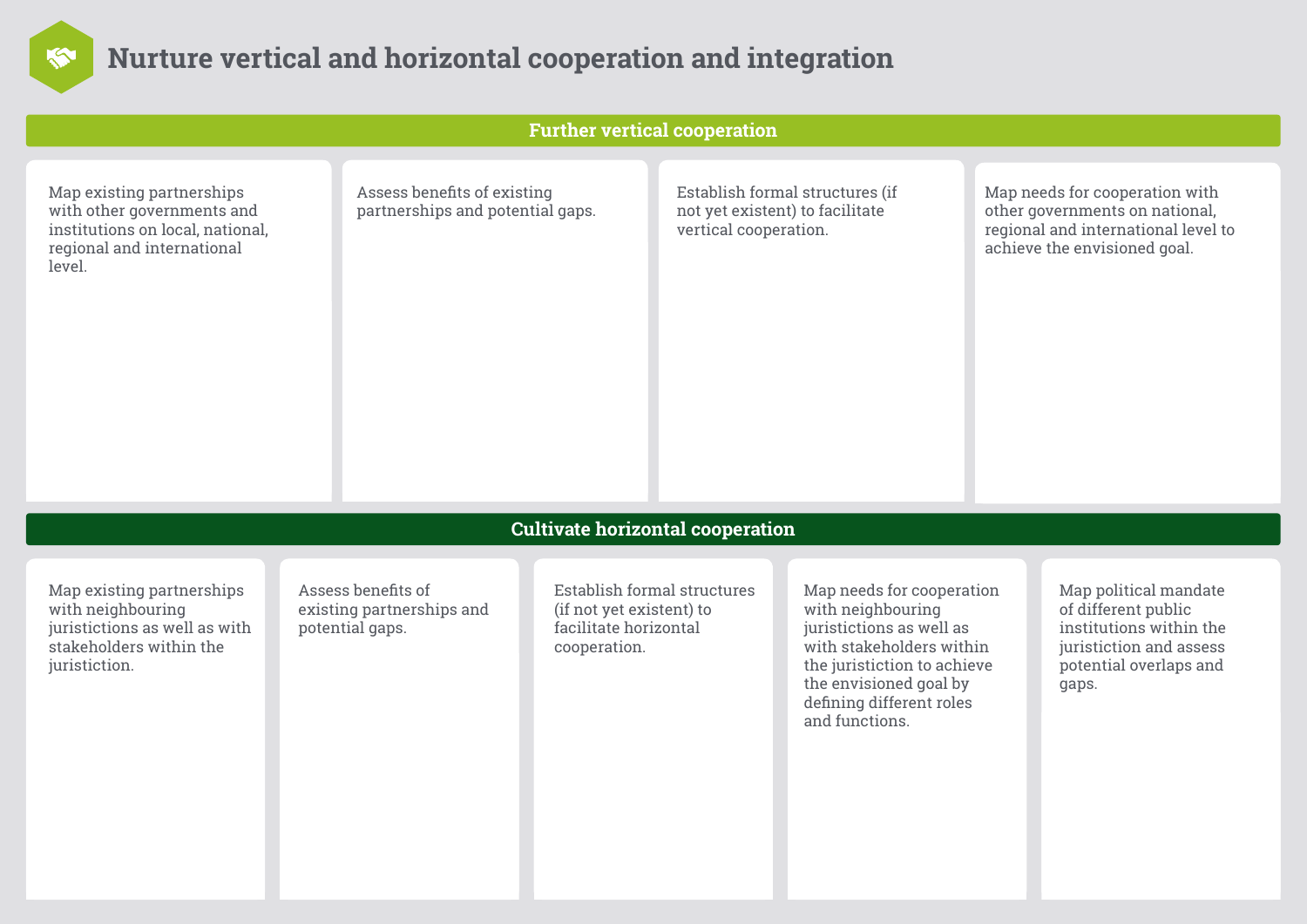# Nurture vertical and horizontal cooperation and integration

## Further vertical cooperation

Map existing partnerships with other governments and institutions on local, national, regional and international level.

Assess benefits of existing partnerships and potential gaps.

Establish formal structures (if not yet existent) to facilitate vertical cooperation.

Map needs for cooperation with other governments on national, regional and international level to achieve the envisioned goal.

## Cultivate horizontal cooperation

Map existing partnerships with neighbouring juristictions as well as with stakeholders within the juristiction.

Assess benefits of existing partnerships and potential gaps.

Establish formal structures (if not yet existent) to facilitate horizontal cooperation.

Map needs for cooperation with neighbouring juristictions as well as with stakeholders within the juristiction to achieve the envisioned goal by defining different roles and functions.

Map political mandate of different public institutions within the juristiction and assess potential overlaps and gaps.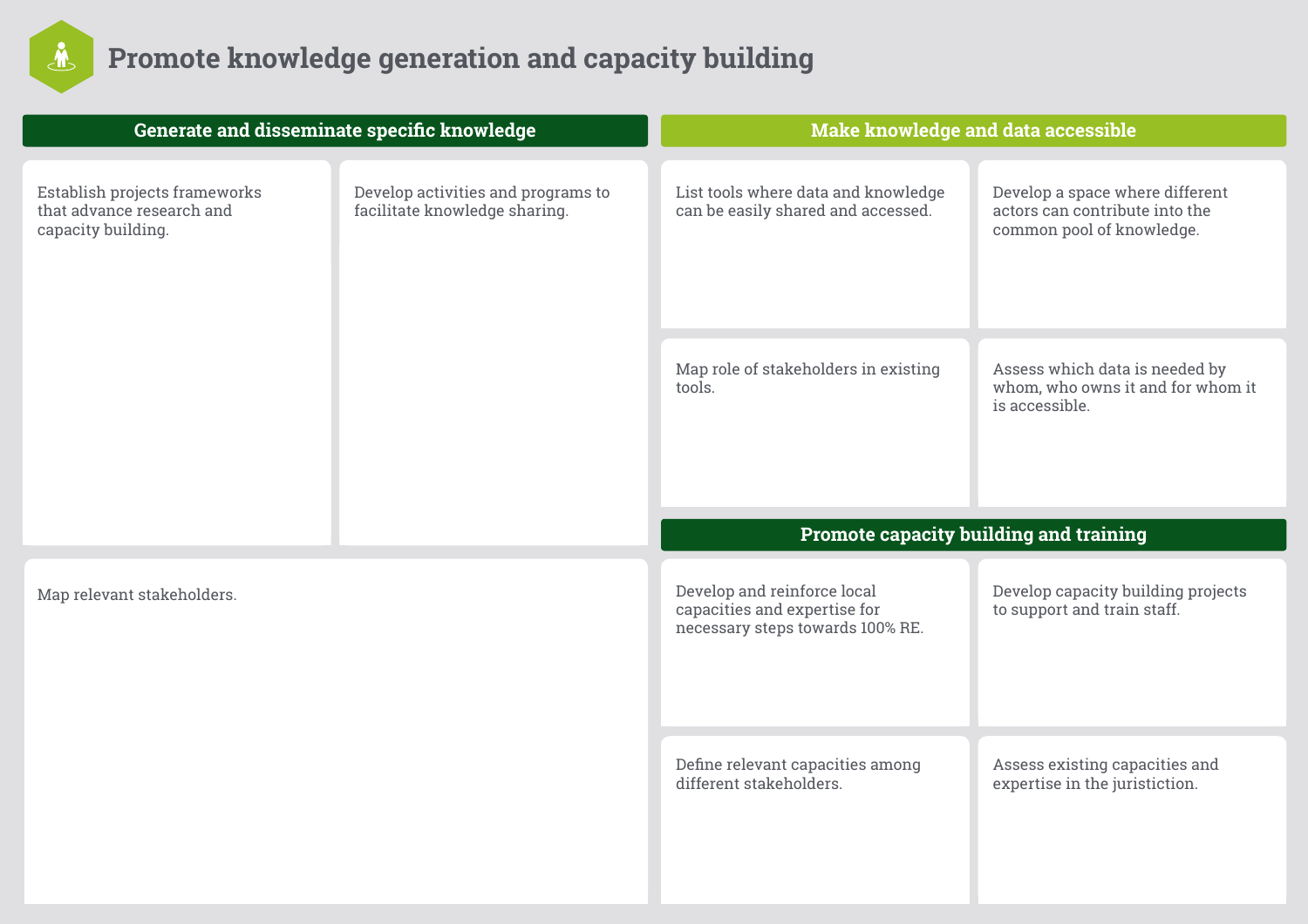# Promote knowledge generation and capacity building

## Generate and disseminate specific knowledge

- Establish projects frameworks that advance research and capacity building.
- Develop activities and programs to facilitate knowledge sharing.
- Map relevant stakeholders.

## Make knowledge and data accessible

- List tools where data and knowledge can be easily shared and accessed.
- Develop a space where different actors can contribute into the common pool of knowledge.
- Map role of stakeholders in existing tools.
- Assess which data is needed by whom, who owns it and for whom it is accessible.

## Promote capacity building and training

- Develop and reinforce local capacities and expertise for necessary steps towards 100% RE.
- Develop capacity building projects to support and train staff.
- Define relevant capacities among different stakeholders.
- Assess existing capacities and expertise in the juristiction.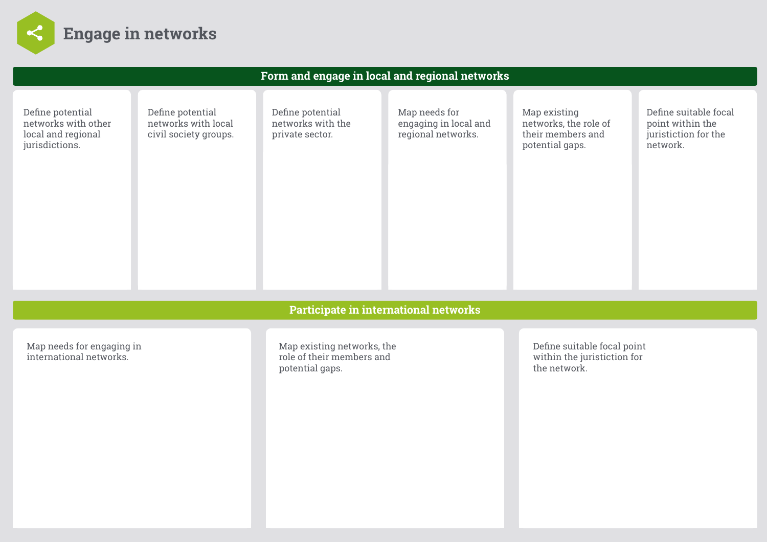# Engage in networks

## Form and engage in local and regional networks

- Define potential networks with other local and regional jurisdictions.
- Define potential networks with local civil society groups.
- Define potential networks with the private sector.
- Map needs for engaging in local and regional networks.
- Map existing networks, the role of their members and potential gaps.
- Define suitable focal point within the juristiction for the network.

## Participate in international networks

- Map needs for engaging in international networks.
- Map existing networks, the role of their members and potential gaps.
- Define suitable focal point within the juristiction for the network.